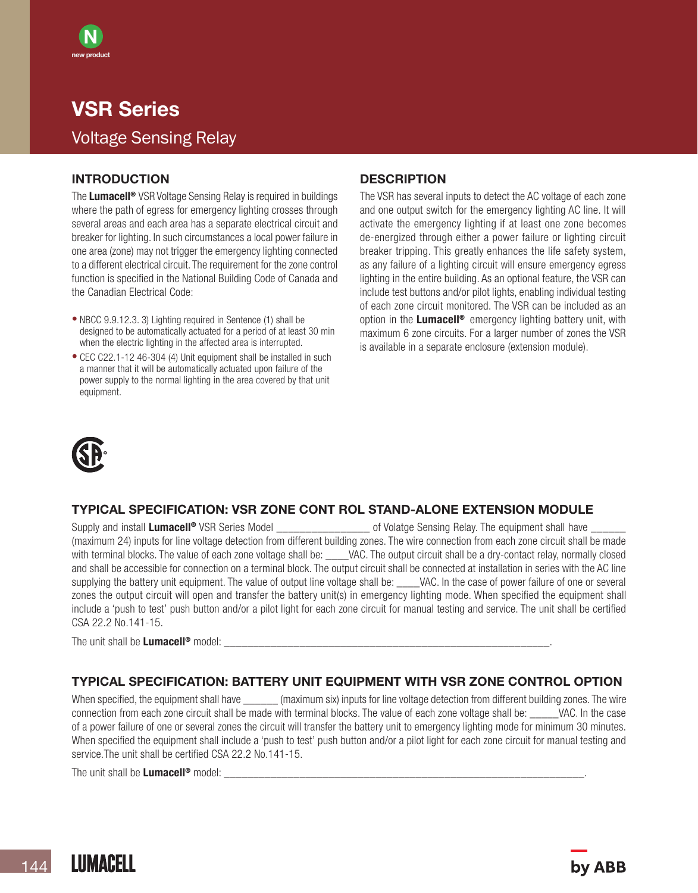new product

# VSR Series

## Voltage Sensing Relay

### INTRODUCTION

The **Lumacell®** VSR Voltage Sensing Relay is required in buildings where the path of egress for emergency lighting crosses through several areas and each area has a separate electrical circuit and breaker for lighting. In such circumstances a local power failure in one area (zone) may not trigger the emergency lighting connected to a different electrical circuit. The requirement for the zone control function is specified in the National Building Code of Canada and the Canadian Electrical Code:

- NBCC 9.9.12.3. 3) Lighting required in Sentence (1) shall be designed to be automatically actuated for a period of at least 30 min when the electric lighting in the affected area is interrupted.
- CEC C22.1-12 46-304 (4) Unit equipment shall be installed in such a manner that it will be automatically actuated upon failure of the power supply to the normal lighting in the area covered by that unit equipment.

### DESCRIPTION

The VSR has several inputs to detect the AC voltage of each zone and one output switch for the emergency lighting AC line. It will activate the emergency lighting if at least one zone becomes de-energized through either a power failure or lighting circuit breaker tripping. This greatly enhances the life safety system, as any failure of a lighting circuit will ensure emergency egress lighting in the entire building. As an optional feature, the VSR can include test buttons and/or pilot lights, enabling individual testing of each zone circuit monitored. The VSR can be included as an option in the **Lumacell®** emergency lighting battery unit, with maximum 6 zone circuits. For a larger number of zones the VSR is available in a separate enclosure (extension module).

### TYPICAL SPECIFICATION: VSR ZONE CONT ROL STAND-ALONE EXTENSION MODULE

Supply and install **Lumacell®** VSR Series Model _________________ of Volatge Sensing Relay. The equipment shall have ______ (maximum 24) inputs for line voltage detection from different building zones. The wire connection from each zone circuit shall be made with terminal blocks. The value of each zone voltage shall be: _____VAC. The output circuit shall be a dry-contact relay, normally closed and shall be accessible for connection on a terminal block. The output circuit shall be connected at installation in series with the AC line supplying the battery unit equipment. The value of output line voltage shall be: ____VAC. In the case of power failure of one or several zones the output circuit will open and transfer the battery unit(s) in emergency lighting mode. When specified the equipment shall include a 'push to test' push button and/or a pilot light for each zone circuit for manual testing and service. The unit shall be certified CSA 22.2 No.141-15.

The unit shall be **Lumacell®** model: _______________________________________________________________.

### TYPICAL SPECIFICATION: BATTERY UNIT EQUIPMENT WITH VSR ZONE CONTROL OPTION

When specified, the equipment shall have ______ (maximum six) inputs for line voltage detection from different building zones. The wire connection from each zone circuit shall be made with terminal blocks. The value of each zone voltage shall be: _____VAC. In the case of a power failure of one or several zones the circuit will transfer the battery unit to emergency lighting mode for minimum 30 minutes. When specified the equipment shall include a 'push to test' push button and/or a pilot light for each zone circuit for manual testing and service.The unit shall be certified CSA 22.2 No.141-15.

The unit shall be **Lumacell®** model: _____________________________________________________________________.

LUMACELL by ABB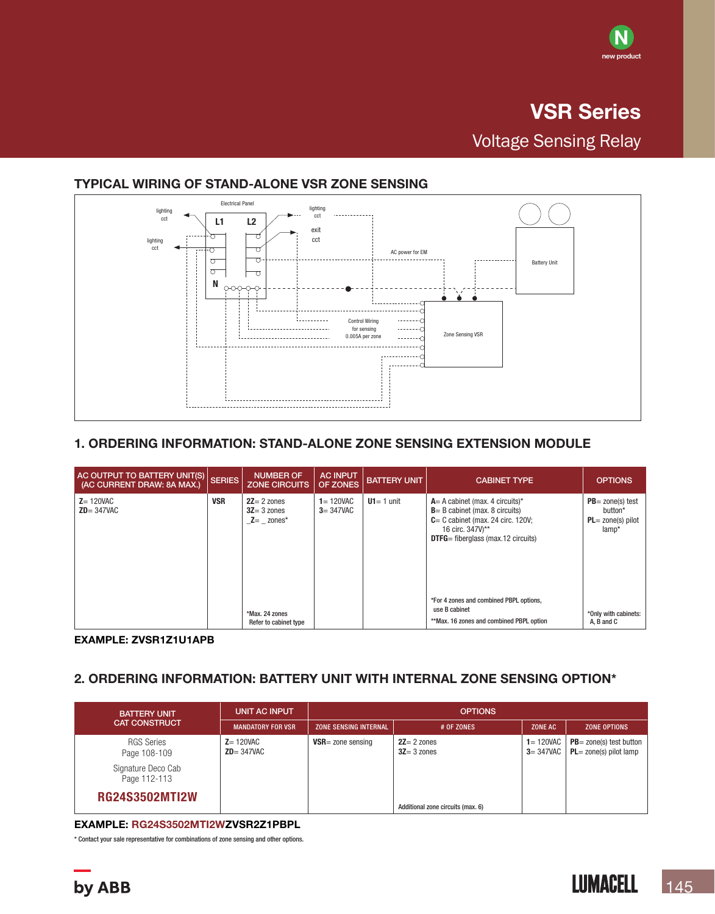# VSR Series

Voltage Sensing Relay

## TYPICAL WIRING OF STAND-ALONE VSR ZONE SENSING

Electrical Panel
L1
L2
N
lighting cct
lighting cct
lighting cct
exit cct
AC power for EM
Battery Unit
Control Wiring for sensing 0.005A per zone
Zone Sensing VSR

## 1. ORDERING INFORMATION: STAND-ALONE ZONE SENSING EXTENSION MODULE

| AC OUTPUT TO BATTERY UNIT(S) (AC CURRENT DRAW: 8A MAX.) | SERIES | NUMBER OF ZONE CIRCUITS | AC INPUT OF ZONES | BATTERY UNIT | CABINET TYPE | OPTIONS |
|---|---|---|---|---|---|---|
| **Z**= 120VAC<br>**ZD**= 347VAC | **VSR** | **2Z**= 2 zones<br>**3Z**= 3 zones<br>**_Z**= _ zones*<br><br>*Max. 24 zones Refer to cabinet type | **1**= 120VAC<br>**3**= 347VAC | **U1**= 1 unit | **A**= A cabinet (max. 4 circuits)*<br>**B**= B cabinet (max. 8 circuits)<br>**C**= C cabinet (max. 24 circ. 120V; 16 circ. 347V)**<br>**DTFG**= fiberglass (max.12 circuits)<br><br>*For 4 zones and combined PBPL options, use B cabinet<br>**Max. 16 zones and combined PBPL option | **PB**= zone(s) test button*<br>**PL**= zone(s) pilot lamp*<br><br>*Only with cabinets: A, B and C |

**EXAMPLE: ZVSR1Z1U1APB**

## 2. ORDERING INFORMATION: BATTERY UNIT WITH INTERNAL ZONE SENSING OPTION*

| BATTERY UNIT CAT CONSTRUCT | UNIT AC INPUT | OPTIONS | | | |
|---|---|---|---|---|---|
| | MANDATORY FOR VSR | ZONE SENSING INTERNAL | # OF ZONES | ZONE AC | ZONE OPTIONS |
| RGS Series Page 108-109<br>Signature Deco Cab Page 112-113<br>**RG24S3502MTI2W** | **Z**= 120VAC<br>**ZD**= 347VAC | **VSR**= zone sensing | **2Z**= 2 zones<br>**3Z**= 3 zones<br><br>Additional zone circuits (max. 6) | **1**= 120VAC<br>**3**= 347VAC | **PB**= zone(s) test button<br>**PL**= zone(s) pilot lamp |

**EXAMPLE: RG24S3502MTI2WZVSR2Z1PBPL**

* Contact your sale representative for combinations of zone sensing and other options.